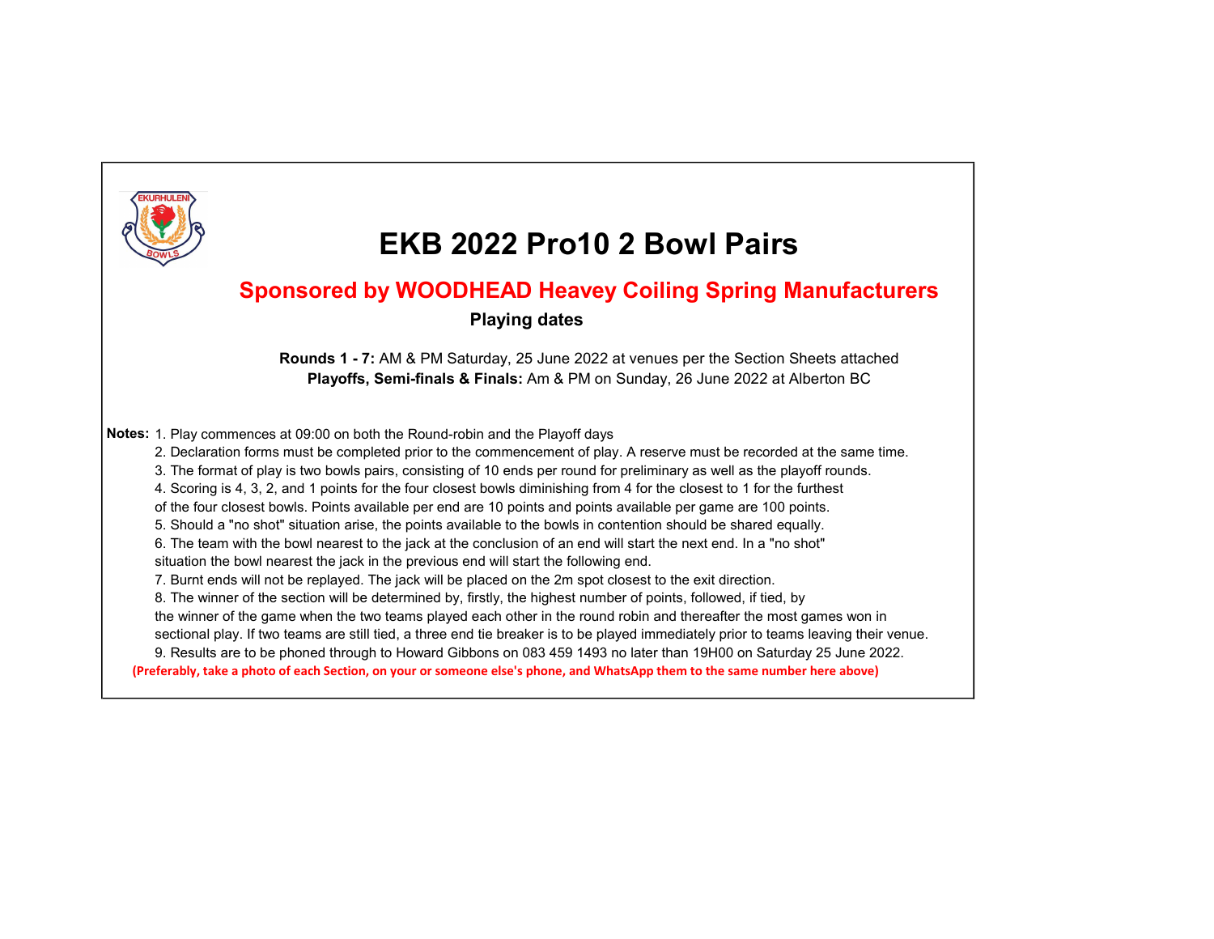# EKB 2022 Pro10 2 Bowl Pairs

## Sponsored by WOODHEAD Heavey Coiling Spring Manufacturers

**Playing dates**

**Rounds 1 - 7:** AM & PM Saturday, 25 June 2022 at venues per the Section Sheets attached
**Playoffs, Semi-finals & Finals:** Am & PM on Sunday, 26 June 2022 at Alberton BC

**Notes:** 1. Play commences at 09:00 on both the Round-robin and the Playoff days
2. Declaration forms must be completed prior to the commencement of play. A reserve must be recorded at the same time.
3. The format of play is two bowls pairs, consisting of 10 ends per round for preliminary as well as the playoff rounds.
4. Scoring is 4, 3, 2, and 1 points for the four closest bowls diminishing from 4 for the closest to 1 for the furthest of the four closest bowls. Points available per end are 10 points and points available per game are 100 points.
5. Should a "no shot" situation arise, the points available to the bowls in contention should be shared equally.
6. The team with the bowl nearest to the jack at the conclusion of an end will start the next end. In a "no shot" situation the bowl nearest the jack in the previous end will start the following end.
7. Burnt ends will not be replayed. The jack will be placed on the 2m spot closest to the exit direction.
8. The winner of the section will be determined by, firstly, the highest number of points, followed, if tied, by the winner of the game when the two teams played each other in the round robin and thereafter the most games won in sectional play. If two teams are still tied, a three end tie breaker is to be played immediately prior to teams leaving their venue.
9. Results are to be phoned through to Howard Gibbons on 083 459 1493 no later than 19H00 on Saturday 25 June 2022.

**(Preferably, take a photo of each Section, on your or someone else's phone, and WhatsApp them to the same number here above)**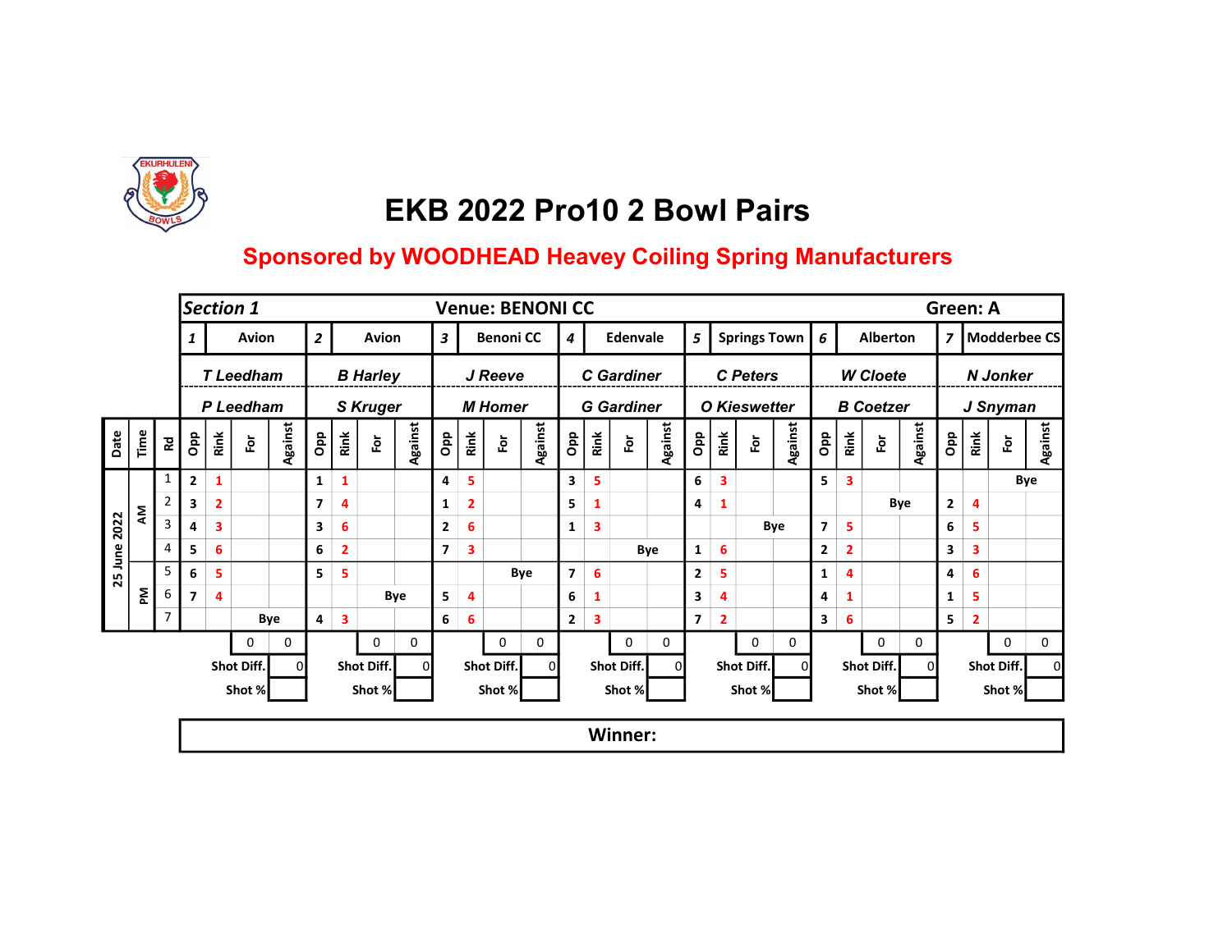# EKB 2022 Pro10 2 Bowl Pairs

## Sponsored by WOODHEAD Heavey Coiling Spring Manufacturers

**Section 1** — **Venue: BENONI CC** — **Green: A**

| | | | 1 | Avion | | | 2 | Avion | | | 3 | Benoni CC | | | 4 | Edenvale | | | 5 | Springs Town | | | 6 | Alberton | | | 7 | Modderbee CS | | |
|---|---|---|---|---|---|---|---|---|---|---|---|---|---|---|---|---|---|---|---|---|---|---|---|---|---|---|---|---|---|---|
| | | | T Leedham | | | | B Harley | | | | J Reeve | | | | C Gardiner | | | | C Peters | | | | W Cloete | | | | N Jonker | | | |
| | | | P Leedham | | | | S Kruger | | | | M Homer | | | | G Gardiner | | | | O Kieswetter | | | | B Coetzer | | | | J Snyman | | | |
| Date | Time | Rd | Opp | Rink | For | Against | Opp | Rink | For | Against | Opp | Rink | For | Against | Opp | Rink | For | Against | Opp | Rink | For | Against | Opp | Rink | For | Against | Opp | Rink | For | Against |
| 25 June 2022 | AM | 1 | 2 | 1 | | | 1 | 1 | | | 4 | 5 | | | 3 | 5 | | | 6 | 3 | | | 5 | 3 | | | | | Bye | |
| | | 2 | 3 | 2 | | | 7 | 4 | | | 1 | 2 | | | 5 | 1 | | | 4 | 1 | | | | | Bye | | 2 | 4 | | |
| | | 3 | 4 | 3 | | | 3 | 6 | | | 2 | 6 | | | 1 | 3 | | | | | Bye | | 7 | 5 | | | 6 | 5 | | |
| | | 4 | 5 | 6 | | | 6 | 2 | | | 7 | 3 | | | | | Bye | | 1 | 6 | | | 2 | 2 | | | 3 | 3 | | |
| | PM | 5 | 6 | 5 | | | 5 | 5 | | | | | Bye | | 7 | 6 | | | 2 | 5 | | | 1 | 4 | | | 4 | 6 | | |
| | | 6 | 7 | 4 | | | | | Bye | | 5 | 4 | | | 6 | 1 | | | 3 | 4 | | | 4 | 1 | | | 1 | 5 | | |
| | | 7 | | | Bye | | 4 | 3 | | | 6 | 6 | | | 2 | 3 | | | 7 | 2 | | | 3 | 6 | | | 5 | 2 | | |
| | | | | | 0 | 0 | | | 0 | 0 | | | 0 | 0 | | | 0 | 0 | | | 0 | 0 | | | 0 | 0 | | | 0 | 0 |
| | | | | | Shot Diff. | 0 | | | Shot Diff. | 0 | | | Shot Diff. | 0 | | | Shot Diff. | 0 | | | Shot Diff. | 0 | | | Shot Diff. | 0 | | | Shot Diff. | 0 |
| | | | | | Shot % | | | | Shot % | | | | Shot % | | | | Shot % | | | | Shot % | | | | Shot % | | | | Shot % | |

**Winner:**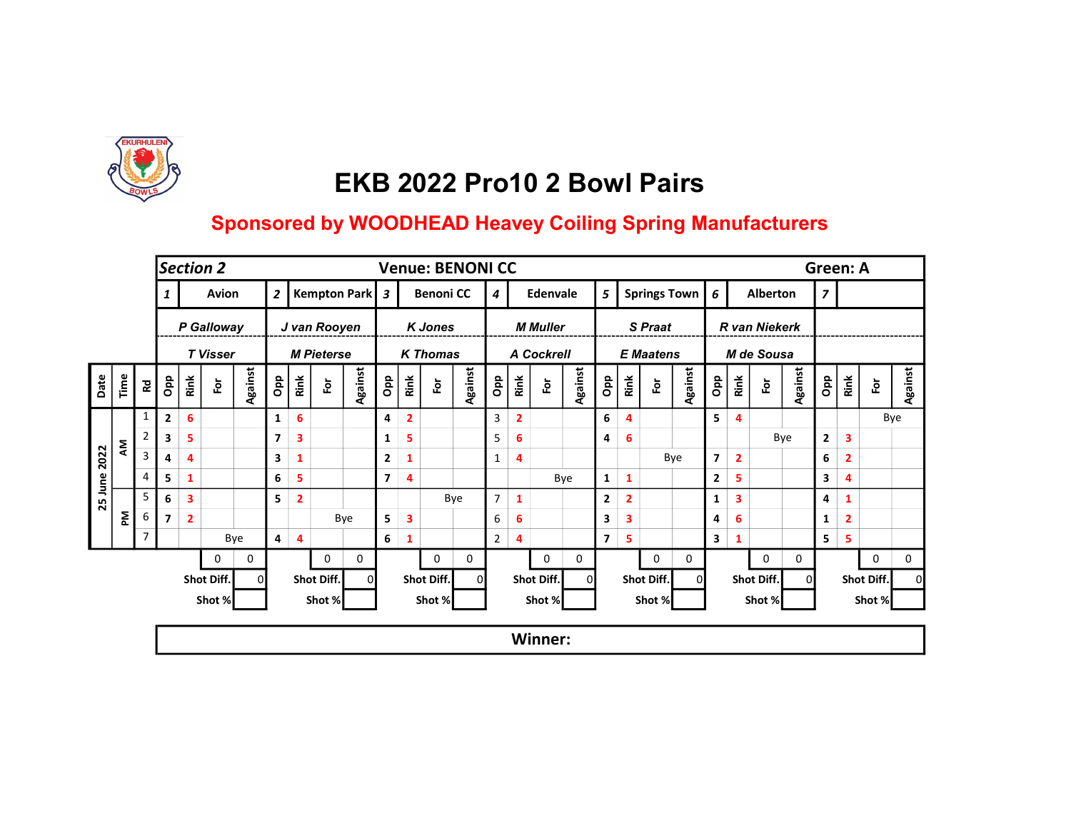# EKB 2022 Pro10 2 Bowl Pairs

**Sponsored by WOODHEAD Heavey Coiling Spring Manufacturers**

| Section 2 | | | | | | | | | | | | Venue: BENONI CC | | | | | | | | | | | | | | | | Green: A | | |
|---|---|---|---|---|---|---|---|---|---|---|---|---|---|---|---|---|---|---|---|---|---|---|---|---|---|---|---|---|---|---|
| | | | 1 | Avion | | | 2 | Kempton Park | | | 3 | Benoni CC | | | 4 | Edenvale | | | 5 | Springs Town | | | 6 | Alberton | | | 7 | | | |
| | | | P Galloway | | | | J van Rooyen | | | | K Jones | | | | M Muller | | | | S Praat | | | | R van Niekerk | | | | | | | |
| | | | T Visser | | | | M Pieterse | | | | K Thomas | | | | A Cockrell | | | | E Maatens | | | | M de Sousa | | | | | | | |
| Date | Time | Rd | Opp | Rink | For | Against | Opp | Rink | For | Against | Opp | Rink | For | Against | Opp | Rink | For | Against | Opp | Rink | For | Against | Opp | Rink | For | Against | Opp | Rink | For | Against |
| 25 June 2022 | AM | 1 | 2 | 6 | | | 1 | 6 | | | 4 | 2 | | | 3 | 2 | | | 6 | 4 | | | 5 | 4 | | | | | Bye | |
| | | 2 | 3 | 5 | | | 7 | 3 | | | 1 | 5 | | | 5 | 6 | | | 4 | 6 | | | | | Bye | | 2 | 3 | | |
| | | 3 | 4 | 4 | | | 3 | 1 | | | 2 | 1 | | | 1 | 4 | | | | | Bye | | 7 | 2 | | | 6 | 2 | | |
| | | 4 | 5 | 1 | | | 6 | 5 | | | 7 | 4 | | | | | Bye | | 1 | 1 | | | 2 | 5 | | | 3 | 4 | | |
| | PM | 5 | 6 | 3 | | | 5 | 2 | | | | | Bye | | 7 | 1 | | | 2 | 2 | | | 1 | 3 | | | 4 | 1 | | |
| | | 6 | 7 | 2 | | | | | Bye | | 5 | 3 | | | 6 | 6 | | | 3 | 3 | | | 4 | 6 | | | 1 | 2 | | |
| | | 7 | | | Bye | | 4 | 4 | | | 6 | 1 | | | 2 | 4 | | | 7 | 5 | | | 3 | 1 | | | 5 | 5 | | |
| | | | | | 0 | 0 | | | 0 | 0 | | | 0 | 0 | | | 0 | 0 | | | 0 | 0 | | | 0 | 0 | | | 0 | 0 |
| | | | | | Shot Diff. | 0 | | | Shot Diff. | 0 | | | Shot Diff. | 0 | | | Shot Diff. | 0 | | | Shot Diff. | 0 | | | Shot Diff. | 0 | | | Shot Diff. | 0 |
| | | | | | Shot % | | | | Shot % | | | | Shot % | | | | Shot % | | | | Shot % | | | | Shot % | | | | Shot % | |

**Winner:**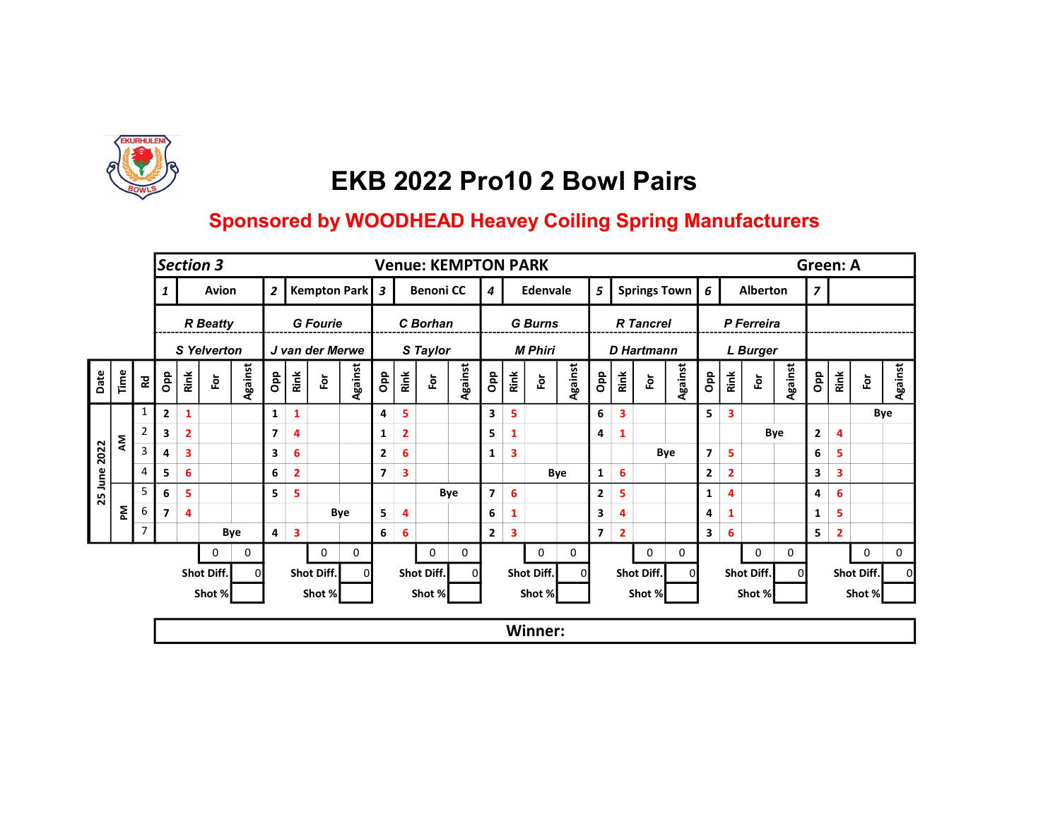# EKB 2022 Pro10 2 Bowl Pairs

**Sponsored by WOODHEAD Heavey Coiling Spring Manufacturers**

| **Section 3** | | | | | | | | | | | | | | | | | | | | | | | | | | | | | | |
|---|---|---|---|---|---|---|---|---|---|---|---|---|---|---|---|---|---|---|---|---|---|---|---|---|---|---|---|---|---|---|
| Venue: KEMPTON PARK | | | | | | | | | | | | | | | | | | | | | | | | | | | | Green: A | | |
| | | | 1 | Avion | | | 2 | Kempton Park | | | 3 | Benoni CC | | | 4 | Edenvale | | | 5 | Springs Town | | | 6 | Alberton | | | 7 | | | |
| | | | R Beatty | | | | G Fourie | | | | C Borhan | | | | G Burns | | | | R Tancrel | | | | P Ferreira | | | | | | | |
| | | | S Yelverton | | | | J van der Merwe | | | | S Taylor | | | | M Phiri | | | | D Hartmann | | | | L Burger | | | | | | | |
| Date | Time | Rd | Opp | Rink | For | Against | Opp | Rink | For | Against | Opp | Rink | For | Against | Opp | Rink | For | Against | Opp | Rink | For | Against | Opp | Rink | For | Against | Opp | Rink | For | Against |
| 25 June 2022 | AM | 1 | 2 | 1 | | | 1 | 1 | | | 4 | 5 | | | 3 | 5 | | | 6 | 3 | | | 5 | 3 | | | | | Bye | |
| | | 2 | 3 | 2 | | | 7 | 4 | | | 1 | 2 | | | 5 | 1 | | | 4 | 1 | | | | | Bye | | 2 | 4 | | |
| | | 3 | 4 | 3 | | | 3 | 6 | | | 2 | 6 | | | 1 | 3 | | | | | Bye | | 7 | 5 | | | 6 | 5 | | |
| | | 4 | 5 | 6 | | | 6 | 2 | | | 7 | 3 | | | | | Bye | | 1 | 6 | | | 2 | 2 | | | 3 | 3 | | |
| | PM | 5 | 6 | 5 | | | 5 | 5 | | | | | Bye | | 7 | 6 | | | 2 | 5 | | | 1 | 4 | | | 4 | 6 | | |
| | | 6 | 7 | 4 | | | | | Bye | | 5 | 4 | | | 6 | 1 | | | 3 | 4 | | | 4 | 1 | | | 1 | 5 | | |
| | | 7 | | | Bye | | 4 | 3 | | | 6 | 6 | | | 2 | 3 | | | 7 | 2 | | | 3 | 6 | | | 5 | 2 | | |
| | | | | | 0 | 0 | | | 0 | 0 | | | 0 | 0 | | | 0 | 0 | | | 0 | 0 | | | 0 | 0 | | | 0 | 0 |
| | | | | | Shot Diff. | 0 | | | Shot Diff. | 0 | | | Shot Diff. | 0 | | | Shot Diff. | 0 | | | Shot Diff. | 0 | | | Shot Diff. | 0 | | | Shot Diff. | 0 |
| | | | | | Shot % | | | | Shot % | | | | Shot % | | | | Shot % | | | | Shot % | | | | Shot % | | | | Shot % | |

**Winner:**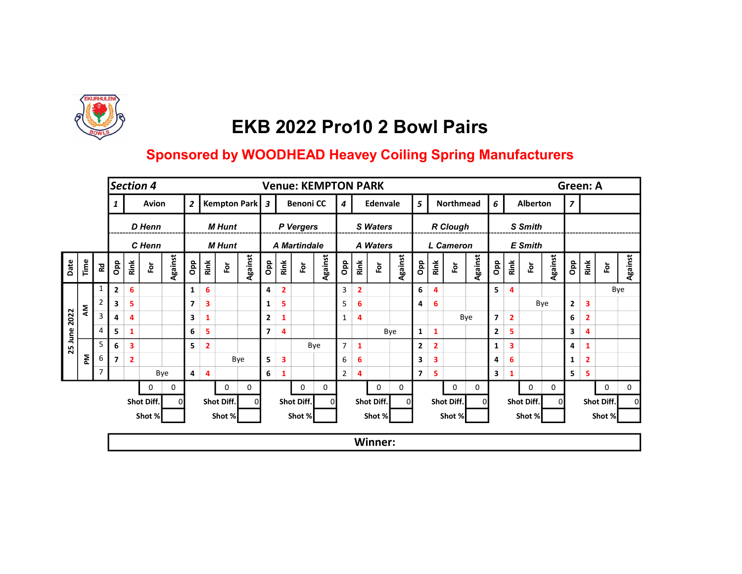# EKB 2022 Pro10 2 Bowl Pairs

## Sponsored by WOODHEAD Heavey Coiling Spring Manufacturers

**Section 4** — **Venue: KEMPTON PARK** — **Green: A**

| Team | Players |
|---|---|
| 1 Avion | *D Henn* / *C Henn* |
| 2 Kempton Park | *M Hunt* / *M Hunt* |
| 3 Benoni CC | *P Vergers* / *A Martindale* |
| 4 Edenvale | *S Waters* / *A Waters* |
| 5 Northmead | *R Clough* / *L Cameron* |
| 6 Alberton | *S Smith* / *E Smith* |
| 7 | |

| Date | Time | Rd | 1 Opp | 1 Rink | 1 For | 1 Against | 2 Opp | 2 Rink | 2 For | 2 Against | 3 Opp | 3 Rink | 3 For | 3 Against | 4 Opp | 4 Rink | 4 For | 4 Against | 5 Opp | 5 Rink | 5 For | 5 Against | 6 Opp | 6 Rink | 6 For | 6 Against | 7 Opp | 7 Rink | 7 For | 7 Against |
|---|---|---|---|---|---|---|---|---|---|---|---|---|---|---|---|---|---|---|---|---|---|---|---|---|---|---|---|---|---|---|
| 25 June 2022 | AM | 1 | 2 | 6 | | | 1 | 6 | | | 4 | 2 | | | 3 | 2 | | | 6 | 4 | | | 5 | 4 | | | | | Bye | |
| | | 2 | 3 | 5 | | | 7 | 3 | | | 1 | 5 | | | 5 | 6 | | | 4 | 6 | | | | | Bye | | 2 | 3 | | |
| | | 3 | 4 | 4 | | | 3 | 1 | | | 2 | 1 | | | 1 | 4 | | | | | Bye | | 7 | 2 | | | 6 | 2 | | |
| | | 4 | 5 | 1 | | | 6 | 5 | | | 7 | 4 | | | | | Bye | | 1 | 1 | | | 2 | 5 | | | 3 | 4 | | |
| | PM | 5 | 6 | 3 | | | 5 | 2 | | | | | Bye | | 7 | 1 | | | 2 | 2 | | | 1 | 3 | | | 4 | 1 | | |
| | | 6 | 7 | 2 | | | | | Bye | | 5 | 3 | | | 6 | 6 | | | 3 | 3 | | | 4 | 6 | | | 1 | 2 | | |
| | | 7 | | | Bye | | 4 | 4 | | | 6 | 1 | | | 2 | 4 | | | 7 | 5 | | | 3 | 1 | | | 5 | 5 | | |
| | | | | | 0 | 0 | | | 0 | 0 | | | 0 | 0 | | | 0 | 0 | | | 0 | 0 | | | 0 | 0 | | | 0 | 0 |
| | | | | | Shot Diff. | 0 | | | Shot Diff. | 0 | | | Shot Diff. | 0 | | | Shot Diff. | 0 | | | Shot Diff. | 0 | | | Shot Diff. | 0 | | | Shot Diff. | 0 |
| | | | | | Shot % | | | | Shot % | | | | Shot % | | | | Shot % | | | | Shot % | | | | Shot % | | | | Shot % | |

**Winner:**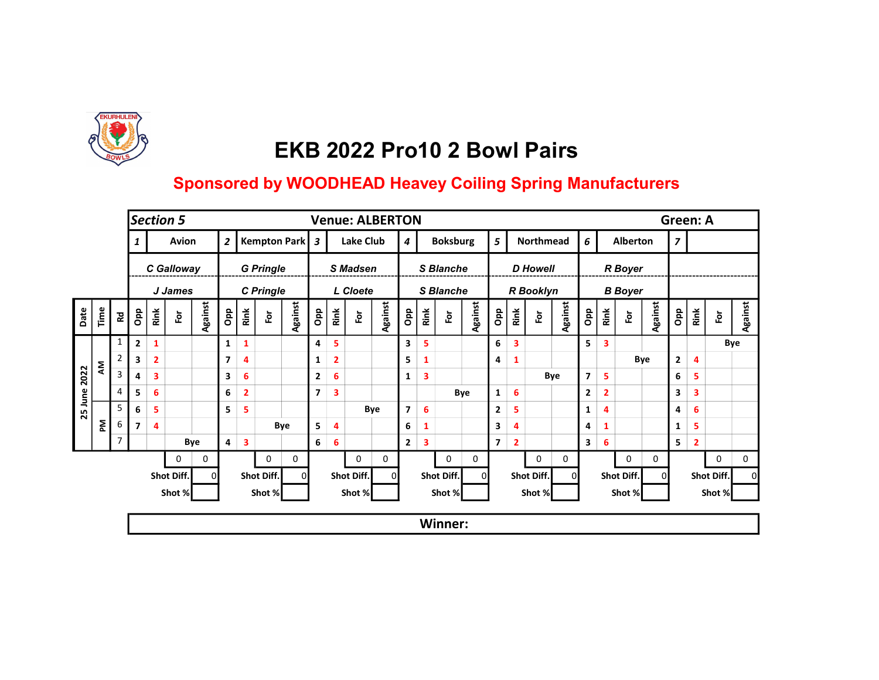# EKB 2022 Pro10 2 Bowl Pairs

**Sponsored by WOODHEAD Heavey Coiling Spring Manufacturers**

**Section 5** — **Venue: ALBERTON** — **Green: A**

| | | | 1 | Avion | | | 2 | Kempton Park | | | 3 | Lake Club | | | 4 | Boksburg | | | 5 | Northmead | | | 6 | Alberton | | | 7 | | | |
|---|---|---|---|---|---|---|---|---|---|---|---|---|---|---|---|---|---|---|---|---|---|---|---|---|---|---|---|---|---|---|
| | | | C Galloway | | | | G Pringle | | | | S Madsen | | | | S Blanche | | | | D Howell | | | | R Boyer | | | | | | | |
| | | | J James | | | | C Pringle | | | | L Cloete | | | | S Blanche | | | | R Booklyn | | | | B Boyer | | | | | | | |
| Date | Time | Rd | Opp | Rink | For | Against | Opp | Rink | For | Against | Opp | Rink | For | Against | Opp | Rink | For | Against | Opp | Rink | For | Against | Opp | Rink | For | Against | Opp | Rink | For | Against |
| 25 June 2022 | AM | 1 | 2 | 1 | | | 1 | 1 | | | 4 | 5 | | | 3 | 5 | | | 6 | 3 | | | 5 | 3 | | | | | Bye | |
| | | 2 | 3 | 2 | | | 7 | 4 | | | 1 | 2 | | | 5 | 1 | | | 4 | 1 | | | | | Bye | | 2 | 4 | | |
| | | 3 | 4 | 3 | | | 3 | 6 | | | 2 | 6 | | | 1 | 3 | | | | | Bye | | 7 | 5 | | | 6 | 5 | | |
| | | 4 | 5 | 6 | | | 6 | 2 | | | 7 | 3 | | | | | Bye | | 1 | 6 | | | 2 | 2 | | | 3 | 3 | | |
| | PM | 5 | 6 | 5 | | | 5 | 5 | | | | | Bye | | 7 | 6 | | | 2 | 5 | | | 1 | 4 | | | 4 | 6 | | |
| | | 6 | 7 | 4 | | | | | Bye | | 5 | 4 | | | 6 | 1 | | | 3 | 4 | | | 4 | 1 | | | 1 | 5 | | |
| | | 7 | | | Bye | | 4 | 3 | | | 6 | 6 | | | 2 | 3 | | | 7 | 2 | | | 3 | 6 | | | 5 | 2 | | |
| | | | | | 0 | 0 | | | 0 | 0 | | | 0 | 0 | | | 0 | 0 | | | 0 | 0 | | | 0 | 0 | | | 0 | 0 |
| | | | | | Shot Diff. | 0 | | | Shot Diff. | 0 | | | Shot Diff. | 0 | | | Shot Diff. | 0 | | | Shot Diff. | 0 | | | Shot Diff. | 0 | | | Shot Diff. | 0 |
| | | | | | Shot % | | | | Shot % | | | | Shot % | | | | Shot % | | | | Shot % | | | | Shot % | | | | Shot % | |

**Winner:**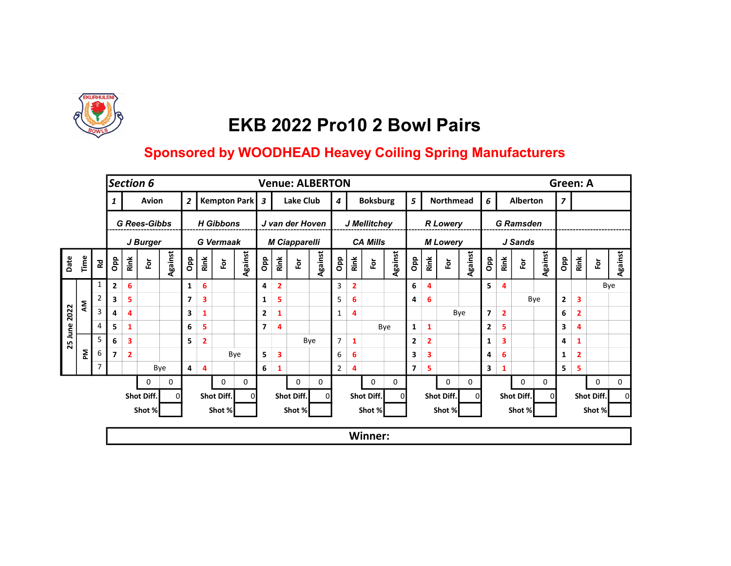# EKB 2022 Pro10 2 Bowl Pairs

## Sponsored by WOODHEAD Heavey Coiling Spring Manufacturers

**Section 6** — **Venue: ALBERTON** — **Green: A**

| | | | 1 | Avion | | | 2 | Kempton Park | | | 3 | Lake Club | | | 4 | Boksburg | | | 5 | Northmead | | | 6 | Alberton | | | 7 | | | |
|---|---|---|---|---|---|---|---|---|---|---|---|---|---|---|---|---|---|---|---|---|---|---|---|---|---|---|---|---|---|---|
| | | | G Rees-Gibbs | | | | H Gibbons | | | | J van der Hoven | | | | J Mellitchey | | | | R Lowery | | | | G Ramsden | | | | | | | |
| | | | J Burger | | | | G Vermaak | | | | M Ciapparelli | | | | CA Mills | | | | M Lowery | | | | J Sands | | | | | | | |
| Date | Time | Rd | Opp | Rink | For | Against | Opp | Rink | For | Against | Opp | Rink | For | Against | Opp | Rink | For | Against | Opp | Rink | For | Against | Opp | Rink | For | Against | Opp | Rink | For | Against |
| 25 June 2022 | AM | 1 | 2 | 6 | | | 1 | 6 | | | 4 | 2 | | | 3 | 2 | | | 6 | 4 | | | 5 | 4 | | | | | Bye | |
| | | 2 | 3 | 5 | | | 7 | 3 | | | 1 | 5 | | | 5 | 6 | | | 4 | 6 | | | | | Bye | | 2 | 3 | | |
| | | 3 | 4 | 4 | | | 3 | 1 | | | 2 | 1 | | | 1 | 4 | | | | | Bye | | 7 | 2 | | | 6 | 2 | | |
| | | 4 | 5 | 1 | | | 6 | 5 | | | 7 | 4 | | | | | Bye | | 1 | 1 | | | 2 | 5 | | | 3 | 4 | | |
| | PM | 5 | 6 | 3 | | | 5 | 2 | | | | | Bye | | 7 | 1 | | | 2 | 2 | | | 1 | 3 | | | 4 | 1 | | |
| | | 6 | 7 | 2 | | | | | Bye | | 5 | 3 | | | 6 | 6 | | | 3 | 3 | | | 4 | 6 | | | 1 | 2 | | |
| | | 7 | | | Bye | | 4 | 4 | | | 6 | 1 | | | 2 | 4 | | | 7 | 5 | | | 3 | 1 | | | 5 | 5 | | |
| | | | | | 0 | 0 | | | 0 | 0 | | | 0 | 0 | | | 0 | 0 | | | 0 | 0 | | | 0 | 0 | | | 0 | 0 |
| | | | | | Shot Diff. | 0 | | | Shot Diff. | 0 | | | Shot Diff. | 0 | | | Shot Diff. | 0 | | | Shot Diff. | 0 | | | Shot Diff. | 0 | | | Shot Diff. | 0 |
| | | | | | Shot % | | | | Shot % | | | | Shot % | | | | Shot % | | | | Shot % | | | | Shot % | | | | Shot % | |

**Winner:**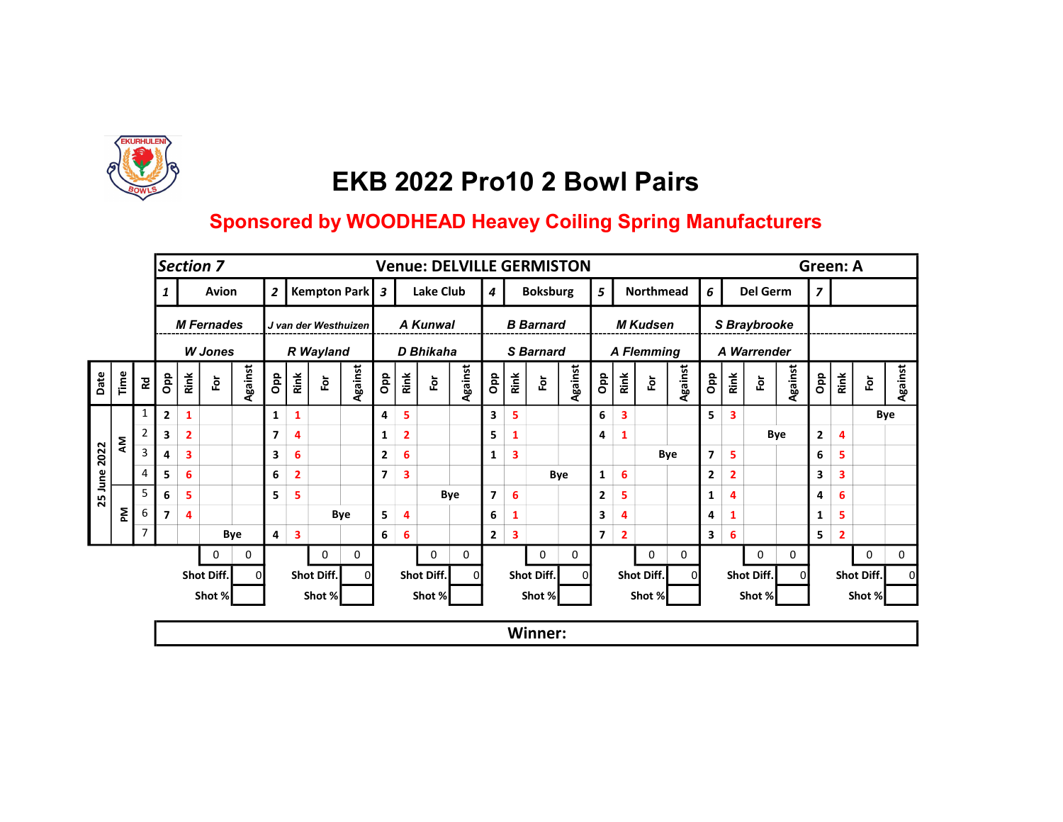# EKB 2022 Pro10 2 Bowl Pairs

## Sponsored by WOODHEAD Heavey Coiling Spring Manufacturers

**Section 7** — **Venue: DELVILLE GERMISTON** — **Green: A**

| | | | 1 | Avion | | | 2 | Kempton Park | | | 3 | Lake Club | | | 4 | Boksburg | | | 5 | Northmead | | | 6 | Del Germ | | | 7 | | | |
|---|---|---|---|---|---|---|---|---|---|---|---|---|---|---|---|---|---|---|---|---|---|---|---|---|---|---|---|---|---|---|
| | | | M Fernades | | | | J van der Westhuizen | | | | A Kunwal | | | | B Barnard | | | | M Kudsen | | | | S Braybrooke | | | | | | | |
| | | | W Jones | | | | R Wayland | | | | D Bhikaha | | | | S Barnard | | | | A Flemming | | | | A Warrender | | | | | | | |
| Date | Time | Rd | Opp | Rink | For | Against | Opp | Rink | For | Against | Opp | Rink | For | Against | Opp | Rink | For | Against | Opp | Rink | For | Against | Opp | Rink | For | Against | Opp | Rink | For | Against |
| 25 June 2022 | AM | 1 | 2 | 1 | | | 1 | 1 | | | 4 | 5 | | | 3 | 5 | | | 6 | 3 | | | 5 | 3 | | | | | Bye | |
| | | 2 | 3 | 2 | | | 7 | 4 | | | 1 | 2 | | | 5 | 1 | | | 4 | 1 | | | | | Bye | | 2 | 4 | | |
| | | 3 | 4 | 3 | | | 3 | 6 | | | 2 | 6 | | | 1 | 3 | | | | | Bye | | 7 | 5 | | | 6 | 5 | | |
| | | 4 | 5 | 6 | | | 6 | 2 | | | 7 | 3 | | | | | Bye | | 1 | 6 | | | 2 | 2 | | | 3 | 3 | | |
| | PM | 5 | 6 | 5 | | | 5 | 5 | | | | | Bye | | 7 | 6 | | | 2 | 5 | | | 1 | 4 | | | 4 | 6 | | |
| | | 6 | 7 | 4 | | | | | Bye | | 5 | 4 | | | 6 | 1 | | | 3 | 4 | | | 4 | 1 | | | 1 | 5 | | |
| | | 7 | | | Bye | | 4 | 3 | | | 6 | 6 | | | 2 | 3 | | | 7 | 2 | | | 3 | 6 | | | 5 | 2 | | |
| | | | | | 0 | 0 | | | 0 | 0 | | | 0 | 0 | | | 0 | 0 | | | 0 | 0 | | | 0 | 0 | | | 0 | 0 |
| | | | | | Shot Diff. | 0 | | | Shot Diff. | 0 | | | Shot Diff. | 0 | | | Shot Diff. | 0 | | | Shot Diff. | 0 | | | Shot Diff. | 0 | | | Shot Diff. | 0 |
| | | | | | Shot % | | | | Shot % | | | | Shot % | | | | Shot % | | | | Shot % | | | | Shot % | | | | Shot % | |

**Winner:**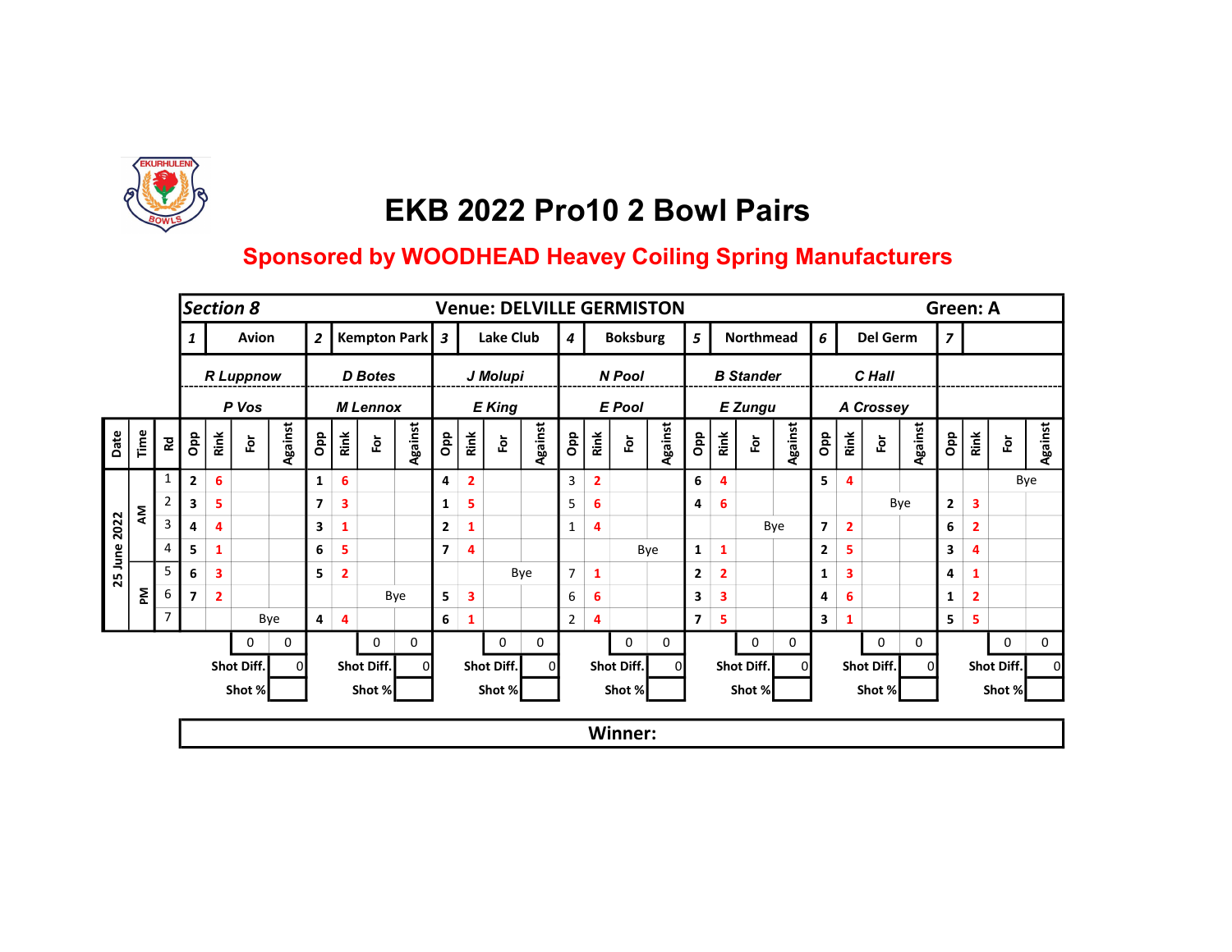# EKB 2022 Pro10 2 Bowl Pairs

## Sponsored by WOODHEAD Heavey Coiling Spring Manufacturers

**Section 8** — **Venue: DELVILLE GERMISTON** — **Green: A**

| | | | 1 Avion | | | | 2 Kempton Park | | | | 3 Lake Club | | | | 4 Boksburg | | | | 5 Northmead | | | | 6 Del Germ | | | | 7 | | | |
|---|---|---|---|---|---|---|---|---|---|---|---|---|---|---|---|---|---|---|---|---|---|---|---|---|---|---|---|---|---|---|
| | | | *R Luppnow* | | | | *D Botes* | | | | *J Molupi* | | | | *N Pool* | | | | *B Stander* | | | | *C Hall* | | | | | | | |
| | | | *P Vos* | | | | *M Lennox* | | | | *E King* | | | | *E Pool* | | | | *E Zungu* | | | | *A Crossey* | | | | | | | |
| Date | Time | Rd | Opp | Rink | For | Against | Opp | Rink | For | Against | Opp | Rink | For | Against | Opp | Rink | For | Against | Opp | Rink | For | Against | Opp | Rink | For | Against | Opp | Rink | For | Against |
| 25 June 2022 | AM | 1 | 2 | 6 | | | 1 | 6 | | | 4 | 2 | | | 3 | 2 | | | 6 | 4 | | | 5 | 4 | | | | | Bye | |
| | | 2 | 3 | 5 | | | 7 | 3 | | | 1 | 5 | | | 5 | 6 | | | 4 | 6 | | | | | Bye | | 2 | 3 | | |
| | | 3 | 4 | 4 | | | 3 | 1 | | | 2 | 1 | | | 1 | 4 | | | | | Bye | | 7 | 2 | | | 6 | 2 | | |
| | | 4 | 5 | 1 | | | 6 | 5 | | | 7 | 4 | | | | | Bye | | 1 | 1 | | | 2 | 5 | | | 3 | 4 | | |
| | PM | 5 | 6 | 3 | | | 5 | 2 | | | | | Bye | | 7 | 1 | | | 2 | 2 | | | 1 | 3 | | | 4 | 1 | | |
| | | 6 | 7 | 2 | | | | | Bye | | 5 | 3 | | | 6 | 6 | | | 3 | 3 | | | 4 | 6 | | | 1 | 2 | | |
| | | 7 | | | Bye | | 4 | 4 | | | 6 | 1 | | | 2 | 4 | | | 7 | 5 | | | 3 | 1 | | | 5 | 5 | | |
| | | | | | 0 | 0 | | | 0 | 0 | | | 0 | 0 | | | 0 | 0 | | | 0 | 0 | | | 0 | 0 | | | 0 | 0 |
| | | | | | Shot Diff. | 0 | | | Shot Diff. | 0 | | | Shot Diff. | 0 | | | Shot Diff. | 0 | | | Shot Diff. | 0 | | | Shot Diff. | 0 | | | Shot Diff. | 0 |
| | | | | | Shot % | | | | Shot % | | | | Shot % | | | | Shot % | | | | Shot % | | | | Shot % | | | | Shot % | |

**Winner:**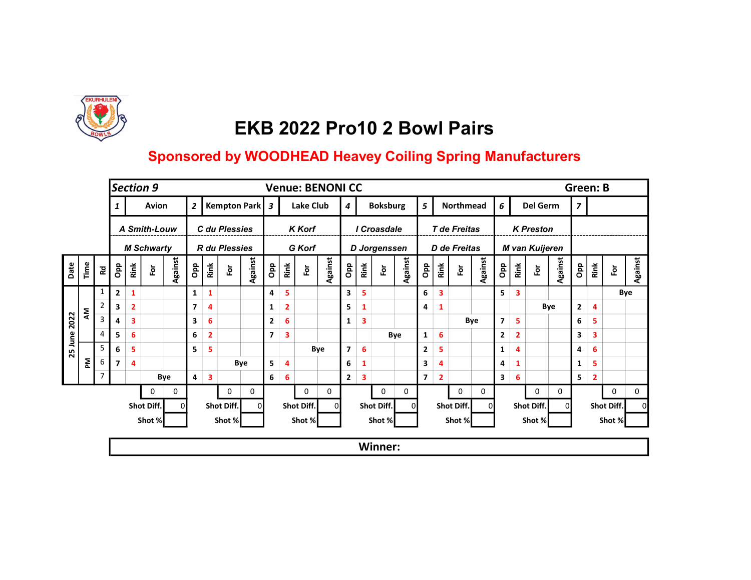# EKB 2022 Pro10 2 Bowl Pairs

## Sponsored by WOODHEAD Heavey Coiling Spring Manufacturers

**Section 9** — **Venue: BENONI CC** — **Green: B**

| | | | 1 | Avion | | | 2 | Kempton Park | | | 3 | Lake Club | | | 4 | Boksburg | | | 5 | Northmead | | | 6 | Del Germ | | | 7 | | | |
|---|---|---|---|---|---|---|---|---|---|---|---|---|---|---|---|---|---|---|---|---|---|---|---|---|---|---|---|---|---|---|
| | | | A Smith-Louw | | | | C du Plessies | | | | K Korf | | | | I Croasdale | | | | T de Freitas | | | | K Preston | | | | | | | |
| | | | M Schwarty | | | | R du Plessies | | | | G Korf | | | | D Jorgenssen | | | | D de Freitas | | | | M van Kuijeren | | | | | | | |
| Date | Time | Rd | Opp | Rink | For | Against | Opp | Rink | For | Against | Opp | Rink | For | Against | Opp | Rink | For | Against | Opp | Rink | For | Against | Opp | Rink | For | Against | Opp | Rink | For | Against |
| 25 June 2022 | AM | 1 | 2 | 1 | | | 1 | 1 | | | 4 | 5 | | | 3 | 5 | | | 6 | 3 | | | 5 | 3 | | | | | | Bye |
| | | 2 | 3 | 2 | | | 7 | 4 | | | 1 | 2 | | | 5 | 1 | | | 4 | 1 | | | | | Bye | | 2 | 4 | | |
| | | 3 | 4 | 3 | | | 3 | 6 | | | 2 | 6 | | | 1 | 3 | | | | | | Bye | 7 | 5 | | | 6 | 5 | | |
| | | 4 | 5 | 6 | | | 6 | 2 | | | 7 | 3 | | | | | Bye | | 1 | 6 | | | 2 | 2 | | | 3 | 3 | | |
| | PM | 5 | 6 | 5 | | | 5 | 5 | | | | | | Bye | 7 | 6 | | | 2 | 5 | | | 1 | 4 | | | 4 | 6 | | |
| | | 6 | 7 | 4 | | | | | | Bye | 5 | 4 | | | 6 | 1 | | | 3 | 4 | | | 4 | 1 | | | 1 | 5 | | |
| | | 7 | | | Bye | | 4 | 3 | | | 6 | 6 | | | 2 | 3 | | | 7 | 2 | | | 3 | 6 | | | 5 | 2 | | |
| | | | | | 0 | 0 | | | 0 | 0 | | | 0 | 0 | | | 0 | 0 | | | 0 | 0 | | | 0 | 0 | | | 0 | 0 |
| | | | | | Shot Diff. | 0 | | | Shot Diff. | 0 | | | Shot Diff. | 0 | | | Shot Diff. | 0 | | | Shot Diff. | 0 | | | Shot Diff. | 0 | | | Shot Diff. | 0 |
| | | | | | Shot % | | | | Shot % | | | | Shot % | | | | Shot % | | | | Shot % | | | | Shot % | | | | Shot % | |

**Winner:**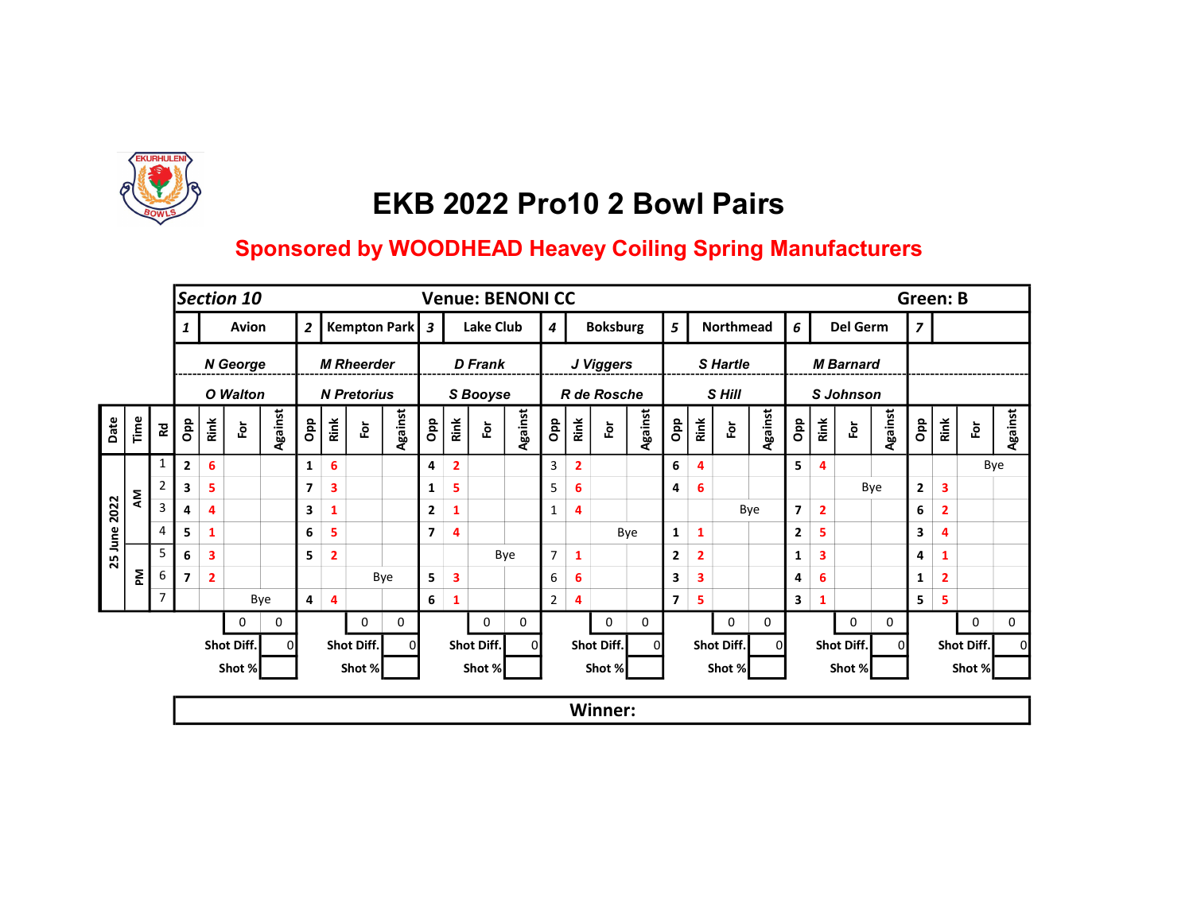# EKB 2022 Pro10 2 Bowl Pairs

## Sponsored by WOODHEAD Heavey Coiling Spring Manufacturers

| *Section 10* | | | Venue: BENONI CC | | | | | | | | | | | | | | | | | | | | | | | | | | | | Green: B |
|---|---|---|---|---|---|---|---|---|---|---|---|---|---|---|---|---|---|---|---|---|---|---|---|---|---|---|---|---|---|---|
| | | | *1* | Avion | | | *2* | Kempton Park | | | *3* | Lake Club | | | *4* | Boksburg | | | *5* | Northmead | | | *6* | Del Germ | | | *7* | | | |
| | | | *N George* | | | | *M Rheerder* | | | | *D Frank* | | | | *J Viggers* | | | | *S Hartle* | | | | *M Barnard* | | | | | | | |
| | | | *O Walton* | | | | *N Pretorius* | | | | *S Booyse* | | | | *R de Rosche* | | | | *S Hill* | | | | *S Johnson* | | | | | | | |
| Date | Time | Rd | Opp | Rink | For | Against | Opp | Rink | For | Against | Opp | Rink | For | Against | Opp | Rink | For | Against | Opp | Rink | For | Against | Opp | Rink | For | Against | Opp | Rink | For | Against |
| 25 June 2022 | AM | 1 | 2 | 6 | | | 1 | 6 | | | 4 | 2 | | | 3 | 2 | | | 6 | 4 | | | 5 | 4 | | | | | Bye | |
| | | 2 | 3 | 5 | | | 7 | 3 | | | 1 | 5 | | | 5 | 6 | | | 4 | 6 | | | | | Bye | | 2 | 3 | | |
| | | 3 | 4 | 4 | | | 3 | 1 | | | 2 | 1 | | | 1 | 4 | | | | | Bye | | 7 | 2 | | | 6 | 2 | | |
| | | 4 | 5 | 1 | | | 6 | 5 | | | 7 | 4 | | | | | Bye | | 1 | 1 | | | 2 | 5 | | | 3 | 4 | | |
| | PM | 5 | 6 | 3 | | | 5 | 2 | | | | | Bye | | 7 | 1 | | | 2 | 2 | | | 1 | 3 | | | 4 | 1 | | |
| | | 6 | 7 | 2 | | | | | Bye | | 5 | 3 | | | 6 | 6 | | | 3 | 3 | | | 4 | 6 | | | 1 | 2 | | |
| | | 7 | | | Bye | | 4 | 4 | | | 6 | 1 | | | 2 | 4 | | | 7 | 5 | | | 3 | 1 | | | 5 | 5 | | |
| | | | | | 0 | 0 | | | 0 | 0 | | | 0 | 0 | | | 0 | 0 | | | 0 | 0 | | | 0 | 0 | | | 0 | 0 |
| | | | | | Shot Diff. | 0 | | | Shot Diff. | 0 | | | Shot Diff. | 0 | | | Shot Diff. | 0 | | | Shot Diff. | 0 | | | Shot Diff. | 0 | | | Shot Diff. | 0 |
| | | | | | Shot % | | | | Shot % | | | | Shot % | | | | Shot % | | | | Shot % | | | | Shot % | | | | Shot % | |

**Winner:**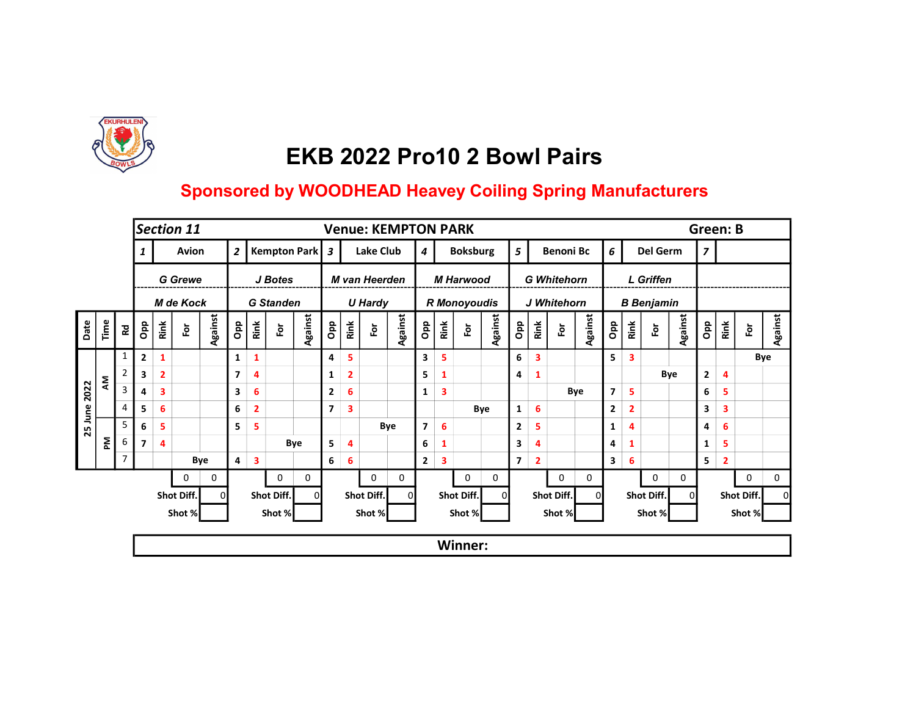# EKB 2022 Pro10 2 Bowl Pairs

## Sponsored by WOODHEAD Heavey Coiling Spring Manufacturers

| | | | ***Section 11*** | | | | | | | | | | | | **Venue: KEMPTON PARK** | | | | | | | | | | | | **Green: B** | | | |
|---|---|---|---|---|---|---|---|---|---|---|---|---|---|---|---|---|---|---|---|---|---|---|---|---|---|---|---|---|---|---|
| | | | *1* | **Avion** | | | *2* | **Kempton Park** | | | *3* | **Lake Club** | | | *4* | **Boksburg** | | | *5* | **Benoni Bc** | | | *6* | **Del Germ** | | | *7* | | | |
| | | | ***G Grewe*** | | | | ***J Botes*** | | | | ***M van Heerden*** | | | | ***M Harwood*** | | | | ***G Whitehorn*** | | | | ***L Griffen*** | | | | | | | |
| | | | ***M de Kock*** | | | | ***G Standen*** | | | | ***U Hardy*** | | | | ***R Monoyoudis*** | | | | ***J Whitehorn*** | | | | ***B Benjamin*** | | | | | | | |
| **Date** | **Time** | **Rd** | **Opp** | **Rink** | **For** | **Against** | **Opp** | **Rink** | **For** | **Against** | **Opp** | **Rink** | **For** | **Against** | **Opp** | **Rink** | **For** | **Against** | **Opp** | **Rink** | **For** | **Against** | **Opp** | **Rink** | **For** | **Against** | **Opp** | **Rink** | **For** | **Against** |
| **25 June 2022** | **AM** | 1 | **2** | **1** | | | **1** | **1** | | | **4** | **5** | | | **3** | **5** | | | **6** | **3** | | | **5** | **3** | | | | | **Bye** | |
| | | 2 | **3** | **2** | | | **7** | **4** | | | **1** | **2** | | | **5** | **1** | | | **4** | **1** | | | | | **Bye** | | **2** | **4** | | |
| | | 3 | **4** | **3** | | | **3** | **6** | | | **2** | **6** | | | **1** | **3** | | | | | **Bye** | | **7** | **5** | | | **6** | **5** | | |
| | | 4 | **5** | **6** | | | **6** | **2** | | | **7** | **3** | | | | | **Bye** | | **1** | **6** | | | **2** | **2** | | | **3** | **3** | | |
| | **PM** | 5 | **6** | **5** | | | **5** | **5** | | | | | **Bye** | | **7** | **6** | | | **2** | **5** | | | **1** | **4** | | | **4** | **6** | | |
| | | 6 | **7** | **4** | | | | | **Bye** | | **5** | **4** | | | **6** | **1** | | | **3** | **4** | | | **4** | **1** | | | **1** | **5** | | |
| | | 7 | | | **Bye** | | **4** | **3** | | | **6** | **6** | | | **2** | **3** | | | **7** | **2** | | | **3** | **6** | | | **5** | **2** | | |
| | | | | | 0 | 0 | | | 0 | 0 | | | 0 | 0 | | | 0 | 0 | | | 0 | 0 | | | 0 | 0 | | | 0 | 0 |
| | | | | | **Shot Diff.** | 0 | | | **Shot Diff.** | 0 | | | **Shot Diff.** | 0 | | | **Shot Diff.** | 0 | | | **Shot Diff.** | 0 | | | **Shot Diff.** | 0 | | | **Shot Diff.** | 0 |
| | | | | | **Shot %** | | | | **Shot %** | | | | **Shot %** | | | | **Shot %** | | | | **Shot %** | | | | **Shot %** | | | | **Shot %** | |

**Winner:**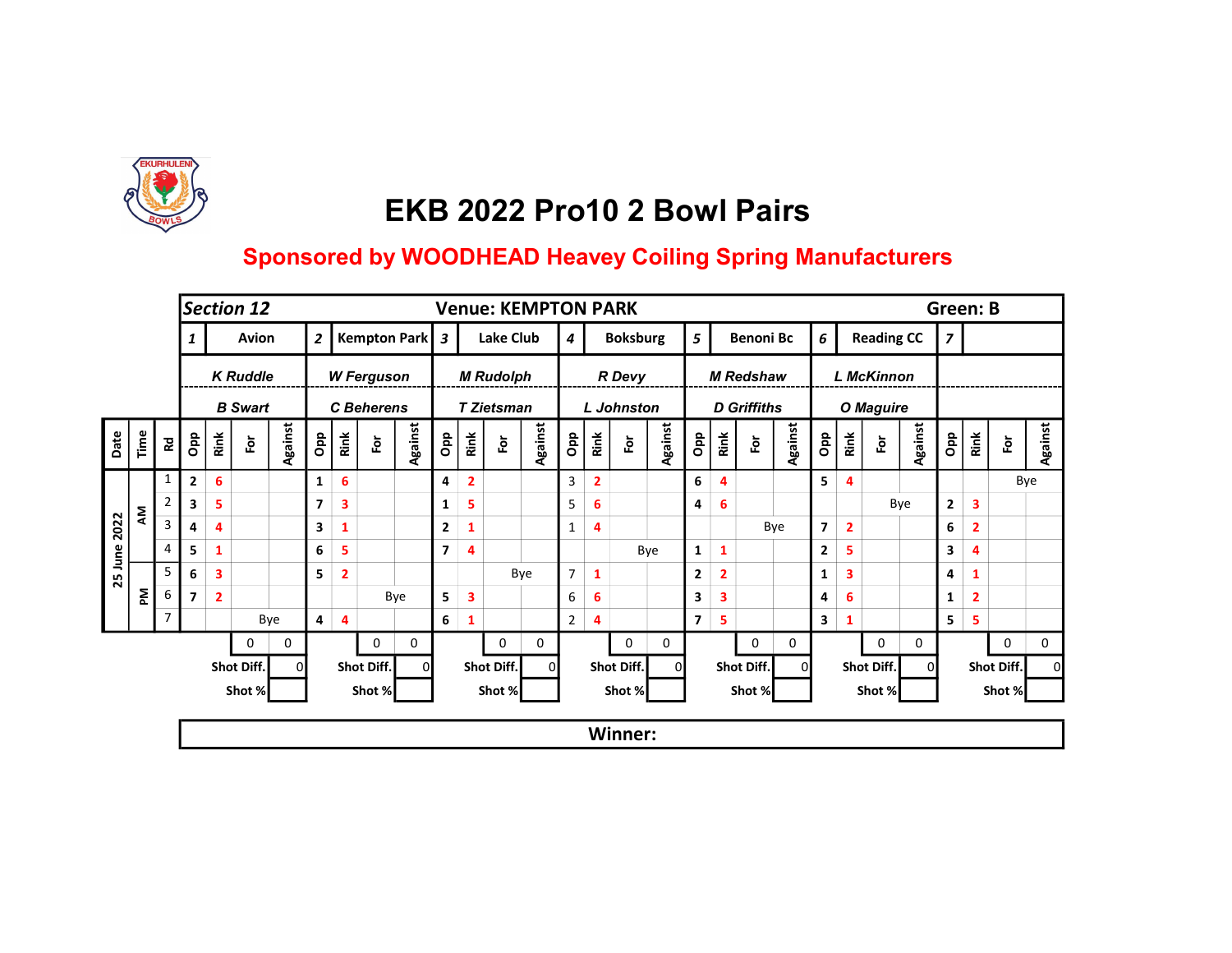# EKB 2022 Pro10 2 Bowl Pairs

## Sponsored by WOODHEAD Heavey Coiling Spring Manufacturers

**Section 12** — **Venue: KEMPTON PARK** — **Green: B**

| | | | 1 | Avion | | | 2 | Kempton Park | | | 3 | Lake Club | | | 4 | Boksburg | | | 5 | Benoni Bc | | | 6 | Reading CC | | | 7 | | | |
|---|---|---|---|---|---|---|---|---|---|---|---|---|---|---|---|---|---|---|---|---|---|---|---|---|---|---|---|---|---|---|
| | | | K Ruddle | | | | W Ferguson | | | | M Rudolph | | | | R Devy | | | | M Redshaw | | | | L McKinnon | | | | | | | |
| | | | B Swart | | | | C Beherens | | | | T Zietsman | | | | L Johnston | | | | D Griffiths | | | | O Maguire | | | | | | | |
| Date | Time | Rd | Opp | Rink | For | Against | Opp | Rink | For | Against | Opp | Rink | For | Against | Opp | Rink | For | Against | Opp | Rink | For | Against | Opp | Rink | For | Against | Opp | Rink | For | Against |
| 25 June 2022 | AM | 1 | 2 | 6 | | | 1 | 6 | | | 4 | 2 | | | 3 | 2 | | | 6 | 4 | | | 5 | 4 | | | | | | Bye |
| | | 2 | 3 | 5 | | | 7 | 3 | | | 1 | 5 | | | 5 | 6 | | | 4 | 6 | | | | | Bye | | 2 | 3 | | |
| | | 3 | 4 | 4 | | | 3 | 1 | | | 2 | 1 | | | 1 | 4 | | | | | | Bye | 7 | 2 | | | 6 | 2 | | |
| | | 4 | 5 | 1 | | | 6 | 5 | | | 7 | 4 | | | | | Bye | | 1 | 1 | | | 2 | 5 | | | 3 | 4 | | |
| | PM | 5 | 6 | 3 | | | 5 | 2 | | | | | | Bye | 7 | 1 | | | 2 | 2 | | | 1 | 3 | | | 4 | 1 | | |
| | | 6 | 7 | 2 | | | | | Bye | | 5 | 3 | | | 6 | 6 | | | 3 | 3 | | | 4 | 6 | | | 1 | 2 | | |
| | | 7 | | | Bye | | 4 | 4 | | | 6 | 1 | | | 2 | 4 | | | 7 | 5 | | | 3 | 1 | | | 5 | 5 | | |
| | | | | | 0 | 0 | | | 0 | 0 | | | 0 | 0 | | | 0 | 0 | | | 0 | 0 | | | 0 | 0 | | | 0 | 0 |
| | | | | | Shot Diff. | 0 | | | Shot Diff. | 0 | | | Shot Diff. | 0 | | | Shot Diff. | 0 | | | Shot Diff. | 0 | | | Shot Diff. | 0 | | | Shot Diff. | 0 |
| | | | | | Shot % | | | | Shot % | | | | Shot % | | | | Shot % | | | | Shot % | | | | Shot % | | | | Shot % | |

**Winner:**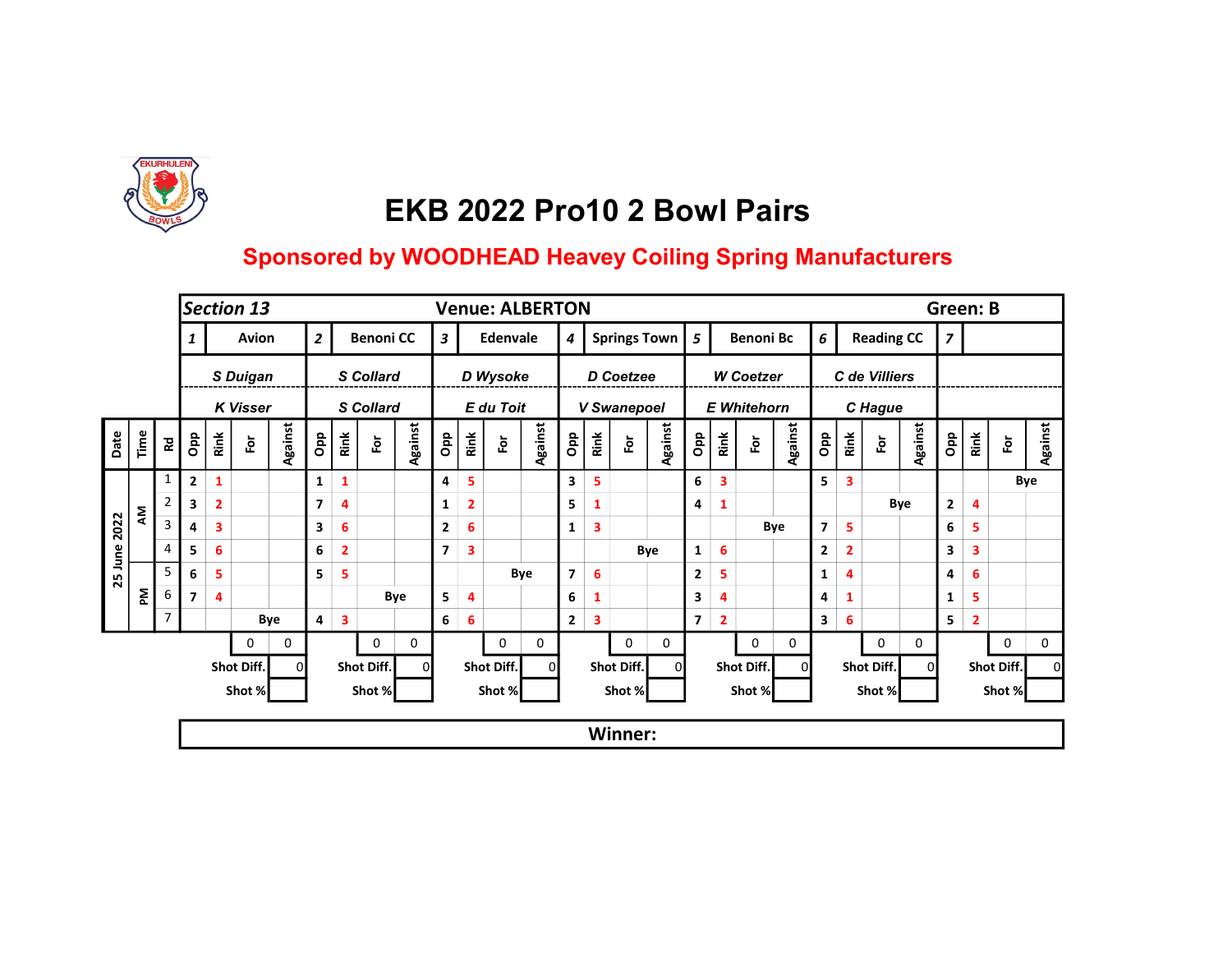# EKB 2022 Pro10 2 Bowl Pairs

## Sponsored by WOODHEAD Heavey Coiling Spring Manufacturers

| ***Section 13*** | | | **Venue: ALBERTON** | | | | | | | | | | | | | | | | | | | | | | | | | | | **Green: B** |
|---|---|---|---|---|---|---|---|---|---|---|---|---|---|---|---|---|---|---|---|---|---|---|---|---|---|---|---|---|---|---|
| | | | ***1*** | **Avion** | | | ***2*** | **Benoni CC** | | | ***3*** | **Edenvale** | | | ***4*** | **Springs Town** | | | ***5*** | **Benoni Bc** | | | ***6*** | **Reading CC** | | | ***7*** | | | |
| | | | ***S Duigan*** | | | | ***S Collard*** | | | | ***D Wysoke*** | | | | ***D Coetzee*** | | | | ***W Coetzer*** | | | | ***C de Villiers*** | | | | | | | |
| | | | ***K Visser*** | | | | ***S Collard*** | | | | ***E du Toit*** | | | | ***V Swanepoel*** | | | | ***E Whitehorn*** | | | | ***C Hague*** | | | | | | | |
| **Date** | **Time** | **Rd** | **Opp** | **Rink** | **For** | **Against** | **Opp** | **Rink** | **For** | **Against** | **Opp** | **Rink** | **For** | **Against** | **Opp** | **Rink** | **For** | **Against** | **Opp** | **Rink** | **For** | **Against** | **Opp** | **Rink** | **For** | **Against** | **Opp** | **Rink** | **For** | **Against** |
| **25 June 2022** | **AM** | 1 | 2 | 1 | | | 1 | 1 | | | 4 | 5 | | | 3 | 5 | | | 6 | 3 | | | 5 | 3 | | | | | Bye | |
| | | 2 | 3 | 2 | | | 7 | 4 | | | 1 | 2 | | | 5 | 1 | | | 4 | 1 | | | | | Bye | | 2 | 4 | | |
| | | 3 | 4 | 3 | | | 3 | 6 | | | 2 | 6 | | | 1 | 3 | | | | | Bye | | 7 | 5 | | | 6 | 5 | | |
| | | 4 | 5 | 6 | | | 6 | 2 | | | 7 | 3 | | | | | Bye | | 1 | 6 | | | 2 | 2 | | | 3 | 3 | | |
| | **PM** | 5 | 6 | 5 | | | 5 | 5 | | | | | Bye | | 7 | 6 | | | 2 | 5 | | | 1 | 4 | | | 4 | 6 | | |
| | | 6 | 7 | 4 | | | | | Bye | | 5 | 4 | | | 6 | 1 | | | 3 | 4 | | | 4 | 1 | | | 1 | 5 | | |
| | | 7 | | | Bye | | 4 | 3 | | | 6 | 6 | | | 2 | 3 | | | 7 | 2 | | | 3 | 6 | | | 5 | 2 | | |
| | | | | | 0 | 0 | | | 0 | 0 | | | 0 | 0 | | | 0 | 0 | | | 0 | 0 | | | 0 | 0 | | | 0 | 0 |
| | | | | | **Shot Diff.** | 0 | | | **Shot Diff.** | 0 | | | **Shot Diff.** | 0 | | | **Shot Diff.** | 0 | | | **Shot Diff.** | 0 | | | **Shot Diff.** | 0 | | | **Shot Diff.** | 0 |
| | | | | | **Shot %** | | | | **Shot %** | | | | **Shot %** | | | | **Shot %** | | | | **Shot %** | | | | **Shot %** | | | | **Shot %** | |

**Winner:**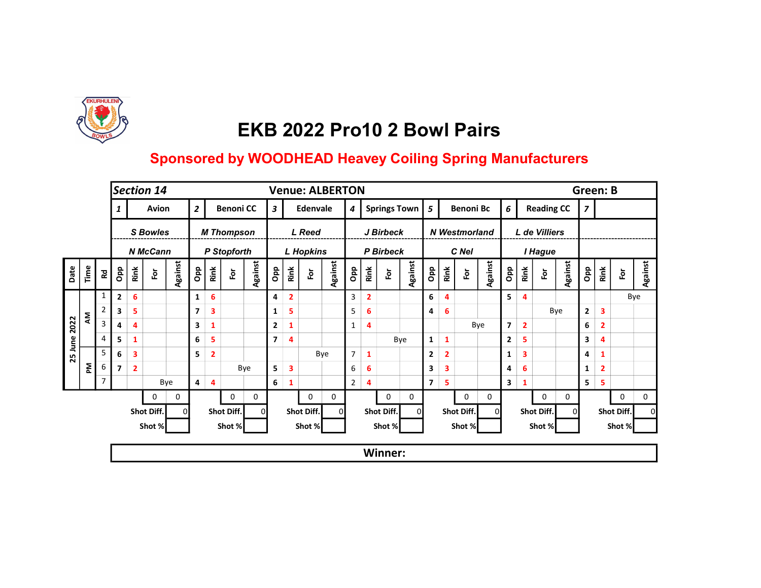# EKB 2022 Pro10 2 Bowl Pairs

## Sponsored by WOODHEAD Heavey Coiling Spring Manufacturers

**Section 14** — **Venue: ALBERTON** — **Green: B**

| | | | 1 | Avion | | | 2 | Benoni CC | | | 3 | Edenvale | | | 4 | Springs Town | | | 5 | Benoni Bc | | | 6 | Reading CC | | | 7 | | | |
|---|---|---|---|---|---|---|---|---|---|---|---|---|---|---|---|---|---|---|---|---|---|---|---|---|---|---|---|---|---|---|
| | | | S Bowles | | | | M Thompson | | | | L Reed | | | | J Birbeck | | | | N Westmorland | | | | L de Villiers | | | | | | | |
| | | | N McCann | | | | P Stopforth | | | | L Hopkins | | | | P Birbeck | | | | C Nel | | | | I Hague | | | | | | | |
| Date | Time | Rd | Opp | Rink | For | Against | Opp | Rink | For | Against | Opp | Rink | For | Against | Opp | Rink | For | Against | Opp | Rink | For | Against | Opp | Rink | For | Against | Opp | Rink | For | Against |
| 25 June 2022 | AM | 1 | 2 | 6 | | | 1 | 6 | | | 4 | 2 | | | 3 | 2 | | | 6 | 4 | | | 5 | 4 | | | | | Bye | |
| | | 2 | 3 | 5 | | | 7 | 3 | | | 1 | 5 | | | 5 | 6 | | | 4 | 6 | | | | | Bye | | 2 | 3 | | |
| | | 3 | 4 | 4 | | | 3 | 1 | | | 2 | 1 | | | 1 | 4 | | | | | Bye | | 7 | 2 | | | 6 | 2 | | |
| | | 4 | 5 | 1 | | | 6 | 5 | | | 7 | 4 | | | | | Bye | | 1 | 1 | | | 2 | 5 | | | 3 | 4 | | |
| | PM | 5 | 6 | 3 | | | 5 | 2 | | | | | Bye | | 7 | 1 | | | 2 | 2 | | | 1 | 3 | | | 4 | 1 | | |
| | | 6 | 7 | 2 | | | | | Bye | | 5 | 3 | | | 6 | 6 | | | 3 | 3 | | | 4 | 6 | | | 1 | 2 | | |
| | | 7 | | | Bye | | 4 | 4 | | | 6 | 1 | | | 2 | 4 | | | 7 | 5 | | | 3 | 1 | | | 5 | 5 | | |
| | | | | | 0 | 0 | | | 0 | 0 | | | 0 | 0 | | | 0 | 0 | | | 0 | 0 | | | 0 | 0 | | | 0 | 0 |
| | | | | | Shot Diff. | 0 | | | Shot Diff. | 0 | | | Shot Diff. | 0 | | | Shot Diff. | 0 | | | Shot Diff. | 0 | | | Shot Diff. | 0 | | | Shot Diff. | 0 |
| | | | | | Shot % | | | | Shot % | | | | Shot % | | | | Shot % | | | | Shot % | | | | Shot % | | | | Shot % | |

**Winner:**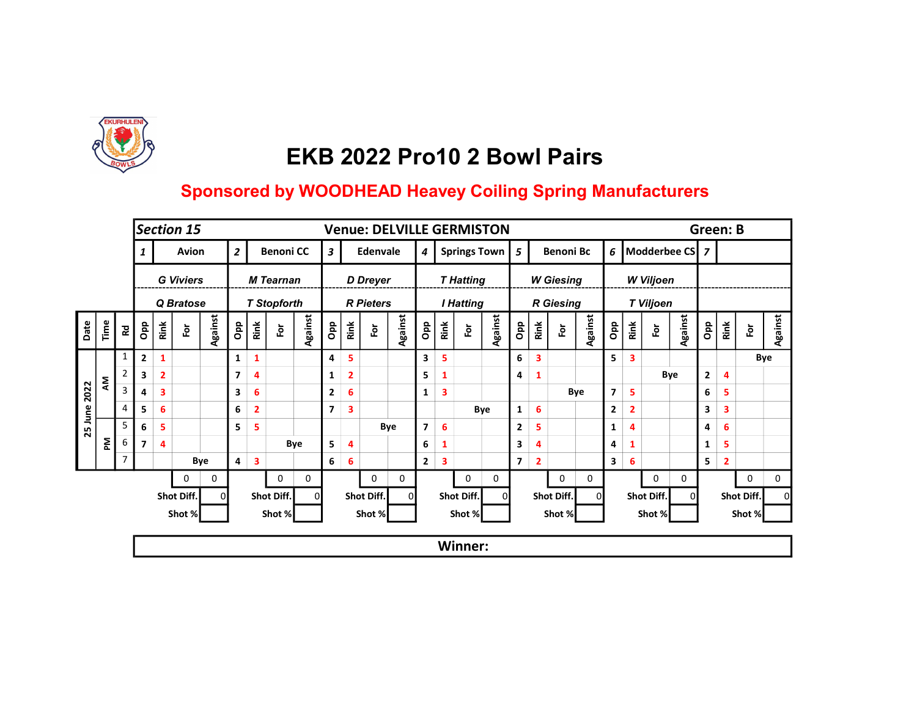# EKB 2022 Pro10 2 Bowl Pairs

## Sponsored by WOODHEAD Heavey Coiling Spring Manufacturers

**Section 15** — **Venue: DELVILLE GERMISTON** — **Green: B**

| Team No. | Team | Players |
|---|---|---|
| 1 | Avion | G Viviers / Q Bratose |
| 2 | Benoni CC | M Tearnan / T Stopforth |
| 3 | Edenvale | D Dreyer / R Pieters |
| 4 | Springs Town | T Hatting / I Hatting |
| 5 | Benoni Bc | W Giesing / R Giesing |
| 6 | Modderbee CS | W Viljoen / T Viljoen |
| 7 | | |

| Date | Time | Rd | 1 Opp | 1 Rink | 1 For | 1 Against | 2 Opp | 2 Rink | 2 For | 2 Against | 3 Opp | 3 Rink | 3 For | 3 Against | 4 Opp | 4 Rink | 4 For | 4 Against | 5 Opp | 5 Rink | 5 For | 5 Against | 6 Opp | 6 Rink | 6 For | 6 Against | 7 Opp | 7 Rink | 7 For | 7 Against |
|---|---|---|---|---|---|---|---|---|---|---|---|---|---|---|---|---|---|---|---|---|---|---|---|---|---|---|---|---|---|---|
| 25 June 2022 | AM | 1 | 2 | 1 | | | 1 | 1 | | | 4 | 5 | | | 3 | 5 | | | 6 | 3 | | | 5 | 3 | | | | | Bye | |
| | | 2 | 3 | 2 | | | 7 | 4 | | | 1 | 2 | | | 5 | 1 | | | 4 | 1 | | | | | Bye | | 2 | 4 | | |
| | | 3 | 4 | 3 | | | 3 | 6 | | | 2 | 6 | | | 1 | 3 | | | | | Bye | | 7 | 5 | | | 6 | 5 | | |
| | | 4 | 5 | 6 | | | 6 | 2 | | | 7 | 3 | | | | | Bye | | 1 | 6 | | | 2 | 2 | | | 3 | 3 | | |
| | PM | 5 | 6 | 5 | | | 5 | 5 | | | | | Bye | | 7 | 6 | | | 2 | 5 | | | 1 | 4 | | | 4 | 6 | | |
| | | 6 | 7 | 4 | | | | | Bye | | 5 | 4 | | | 6 | 1 | | | 3 | 4 | | | 4 | 1 | | | 1 | 5 | | |
| | | 7 | | | Bye | | 4 | 3 | | | 6 | 6 | | | 2 | 3 | | | 7 | 2 | | | 3 | 6 | | | 5 | 2 | | |
| | | | | | 0 | 0 | | | 0 | 0 | | | 0 | 0 | | | 0 | 0 | | | 0 | 0 | | | 0 | 0 | | | 0 | 0 |
| | | | | | Shot Diff. | 0 | | | Shot Diff. | 0 | | | Shot Diff. | 0 | | | Shot Diff. | 0 | | | Shot Diff. | 0 | | | Shot Diff. | 0 | | | Shot Diff. | 0 |
| | | | | | Shot % | | | | Shot % | | | | Shot % | | | | Shot % | | | | Shot % | | | | Shot % | | | | Shot % | |

**Winner:**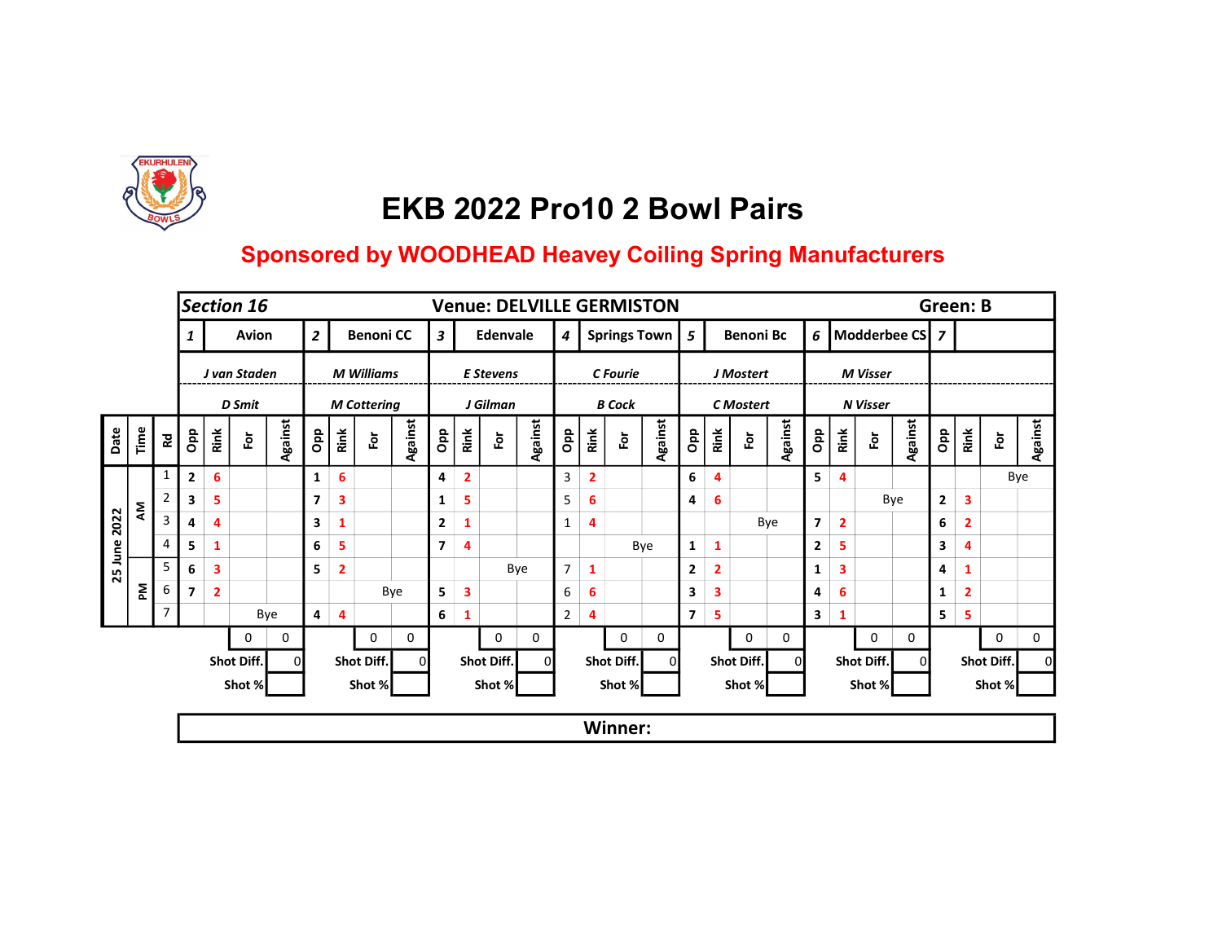# EKB 2022 Pro10 2 Bowl Pairs

## Sponsored by WOODHEAD Heavey Coiling Spring Manufacturers

| Section 16 | | | Venue: DELVILLE GERMISTON | | | | | | | | | | | | | | | | | | | | | | | | | | | | Green: B |
|---|---|---|---|---|---|---|---|---|---|---|---|---|---|---|---|---|---|---|---|---|---|---|---|---|---|---|---|---|---|---|---|
| | | | 1 | Avion | | | 2 | Benoni CC | | | 3 | Edenvale | | | 4 | Springs Town | | | 5 | Benoni Bc | | | 6 | Modderbee CS | | | 7 | | | | |
| | | | *J van Staden* | | | | *M Williams* | | | | *E Stevens* | | | | *C Fourie* | | | | *J Mostert* | | | | *M Visser* | | | | | | | | |
| | | | *D Smit* | | | | *M Cottering* | | | | *J Gilman* | | | | *B Cock* | | | | *C Mostert* | | | | *N Visser* | | | | | | | | |
| Date | Time | Rd | Opp | Rink | For | Against | Opp | Rink | For | Against | Opp | Rink | For | Against | Opp | Rink | For | Against | Opp | Rink | For | Against | Opp | Rink | For | Against | Opp | Rink | For | Against | |
| 25 June 2022 | AM | 1 | 2 | 6 | | | 1 | 6 | | | 4 | 2 | | | 3 | 2 | | | 6 | 4 | | | 5 | 4 | | | | | Bye | | |
| | | 2 | 3 | 5 | | | 7 | 3 | | | 1 | 5 | | | 5 | 6 | | | 4 | 6 | | | | | Bye | | 2 | 3 | | | |
| | | 3 | 4 | 4 | | | 3 | 1 | | | 2 | 1 | | | 1 | 4 | | | | | Bye | | 7 | 2 | | | 6 | 2 | | | |
| | | 4 | 5 | 1 | | | 6 | 5 | | | 7 | 4 | | | | | Bye | | 1 | 1 | | | 2 | 5 | | | 3 | 4 | | | |
| | PM | 5 | 6 | 3 | | | 5 | 2 | | | | | Bye | | 7 | 1 | | | 2 | 2 | | | 1 | 3 | | | 4 | 1 | | | |
| | | 6 | 7 | 2 | | | | | Bye | | 5 | 3 | | | 6 | 6 | | | 3 | 3 | | | 4 | 6 | | | 1 | 2 | | | |
| | | 7 | | | Bye | | 4 | 4 | | | 6 | 1 | | | 2 | 4 | | | 7 | 5 | | | 3 | 1 | | | 5 | 5 | | | |
| | | | | | 0 | 0 | | | 0 | 0 | | | 0 | 0 | | | 0 | 0 | | | 0 | 0 | | | 0 | 0 | | | 0 | 0 | |
| | | | | | Shot Diff. | 0 | | | Shot Diff. | 0 | | | Shot Diff. | 0 | | | Shot Diff. | 0 | | | Shot Diff. | 0 | | | Shot Diff. | 0 | | | Shot Diff. | 0 | |
| | | | | | Shot % | | | | Shot % | | | | Shot % | | | | Shot % | | | | Shot % | | | | Shot % | | | | Shot % | | |

**Winner:**